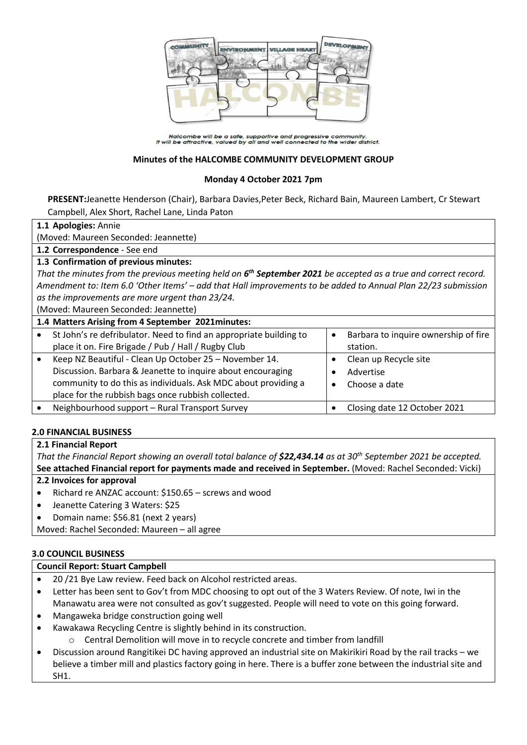Halcombe will be a safe, supportive and progressive community.
It will be attractive, valued by all and well connected to the wider district.

**Minutes of the HALCOMBE COMMUNITY DEVELOPMENT GROUP**

**Monday 4 October 2021 7pm**

**PRESENT:** Jeanette Henderson (Chair), Barbara Davies, Peter Beck, Richard Bain, Maureen Lambert, Cr Stewart Campbell, Alex Short, Rachel Lane, Linda Paton

**1.1 Apologies:** Annie
(Moved: Maureen Seconded: Jeannette)

**1.2 Correspondence** - See end

**1.3 Confirmation of previous minutes:**
*That the minutes from the previous meeting held on **6th September 2021** be accepted as a true and correct record. Amendment to: Item 6.0 'Other Items' – add that Hall improvements to be added to Annual Plan 22/23 submission as the improvements are more urgent than 23/24.*
(Moved: Maureen Seconded: Jeannette)

**1.4 Matters Arising from 4 September 2021minutes:**

| | |
|---|---|
| • St John's re defribulator. Need to find an appropriate building to place it on. Fire Brigade / Pub / Hall / Rugby Club | • Barbara to inquire ownership of fire station. |
| • Keep NZ Beautiful - Clean Up October 25 – November 14. Discussion. Barbara & Jeanette to inquire about encouraging community to do this as individuals. Ask MDC about providing a place for the rubbish bags once rubbish collected. | • Clean up Recycle site<br>• Advertise<br>• Choose a date |
| • Neighbourhood support – Rural Transport Survey | • Closing date 12 October 2021 |

## 2.0 FINANCIAL BUSINESS

**2.1 Financial Report**
*That the Financial Report showing an overall total balance of **$22,434.14** as at 30th September 2021 be accepted.*
**See attached Financial report for payments made and received in September.** (Moved: Rachel Seconded: Vicki)

**2.2 Invoices for approval**
- Richard re ANZAC account: $150.65 – screws and wood
- Jeanette Catering 3 Waters: $25
- Domain name: $56.81 (next 2 years)

Moved: Rachel Seconded: Maureen – all agree

## 3.0 COUNCIL BUSINESS

**Council Report: Stuart Campbell**
- 20 /21 Bye Law review. Feed back on Alcohol restricted areas.
- Letter has been sent to Gov't from MDC choosing to opt out of the 3 Waters Review. Of note, Iwi in the Manawatu area were not consulted as gov't suggested. People will need to vote on this going forward.
- Mangaweka bridge construction going well
- Kawakawa Recycling Centre is slightly behind in its construction.
  - Central Demolition will move in to recycle concrete and timber from landfill
- Discussion around Rangitikei DC having approved an industrial site on Makirikiri Road by the rail tracks – we believe a timber mill and plastics factory going in here. There is a buffer zone between the industrial site and SH1.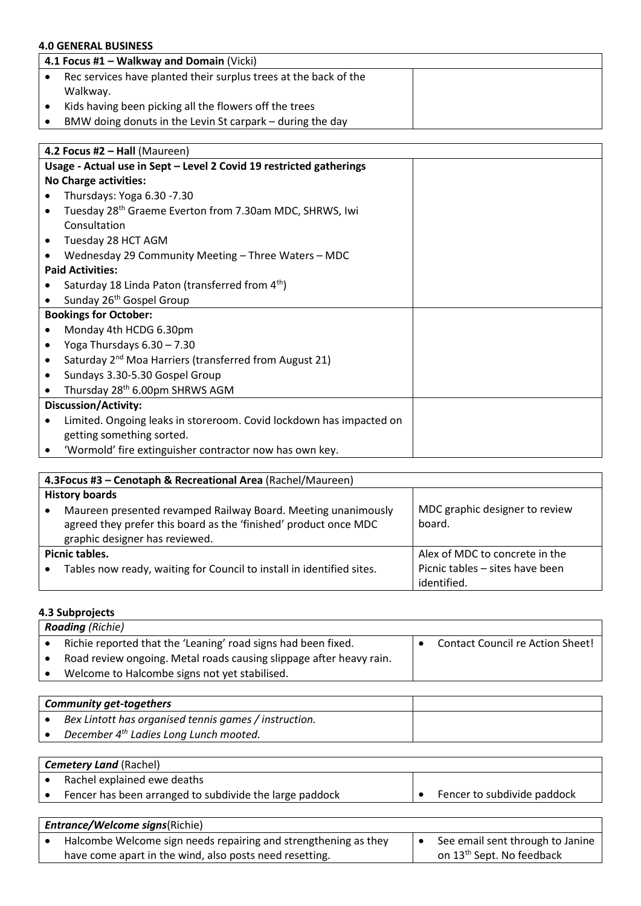### 4.0 GENERAL BUSINESS

| **4.1 Focus #1 – Walkway and Domain** (Vicki) | |
|---|---|
| • Rec services have planted their surplus trees at the back of the Walkway.<br>• Kids having been picking all the flowers off the trees<br>• BMW doing donuts in the Levin St carpark – during the day | |

| **4.2 Focus #2 – Hall** (Maureen) | |
|---|---|
| **Usage - Actual use in Sept – Level 2 Covid 19 restricted gatherings**<br>**No Charge activities:**<br>• Thursdays: Yoga 6.30 -7.30<br>• Tuesday 28th Graeme Everton from 7.30am MDC, SHRWS, Iwi Consultation<br>• Tuesday 28 HCT AGM<br>• Wednesday 29 Community Meeting – Three Waters – MDC<br>**Paid Activities:**<br>• Saturday 18 Linda Paton (transferred from 4th)<br>• Sunday 26th Gospel Group | |
| **Bookings for October:**<br>• Monday 4th HCDG 6.30pm<br>• Yoga Thursdays 6.30 – 7.30<br>• Saturday 2nd Moa Harriers (transferred from August 21)<br>• Sundays 3.30-5.30 Gospel Group<br>• Thursday 28th 6.00pm SHRWS AGM | |
| **Discussion/Activity:**<br>• Limited. Ongoing leaks in storeroom. Covid lockdown has impacted on getting something sorted.<br>• 'Wormold' fire extinguisher contractor now has own key. | |

| **4.3Focus #3 – Cenotaph & Recreational Area** (Rachel/Maureen) | |
|---|---|
| **History boards**<br>• Maureen presented revamped Railway Board. Meeting unanimously agreed they prefer this board as the 'finished' product once MDC graphic designer has reviewed. | MDC graphic designer to review board. |
| **Picnic tables.**<br>• Tables now ready, waiting for Council to install in identified sites. | Alex of MDC to concrete in the Picnic tables – sites have been identified. |

### 4.3 Subprojects

| ***Roading*** *(Richie)* | |
|---|---|
| • Richie reported that the 'Leaning' road signs had been fixed.<br>• Road review ongoing. Metal roads causing slippage after heavy rain.<br>• Welcome to Halcombe signs not yet stabilised. | • Contact Council re Action Sheet! |

| ***Community get-togethers*** | |
|---|---|
| • *Bex Lintott has organised tennis games / instruction.*<br>• *December 4th Ladies Long Lunch mooted.* | |

| ***Cemetery Land*** (Rachel) | |
|---|---|
| • Rachel explained ewe deaths<br>• Fencer has been arranged to subdivide the large paddock | • Fencer to subdivide paddock |

| ***Entrance/Welcome signs***(Richie) | |
|---|---|
| • Halcombe Welcome sign needs repairing and strengthening as they have come apart in the wind, also posts need resetting. | • See email sent through to Janine on 13th Sept. No feedback |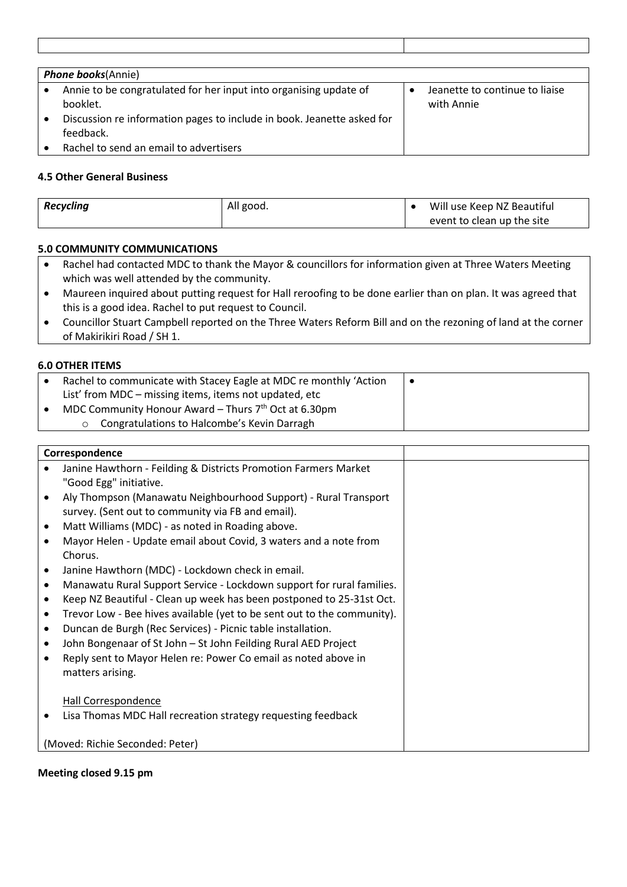| | |
|---|---|
| | |

| *Phone books* (Annie) | |
|---|---|
| • Annie to be congratulated for her input into organising update of booklet.<br>• Discussion re information pages to include in book. Jeanette asked for feedback.<br>• Rachel to send an email to advertisers | • Jeanette to continue to liaise with Annie |

### 4.5 Other General Business

| | | |
|---|---|---|
| ***Recycling*** | All good. | • Will use Keep NZ Beautiful event to clean up the site |

### 5.0 COMMUNITY COMMUNICATIONS

- Rachel had contacted MDC to thank the Mayor & councillors for information given at Three Waters Meeting which was well attended by the community.
- Maureen inquired about putting request for Hall reroofing to be done earlier than on plan. It was agreed that this is a good idea. Rachel to put request to Council.
- Councillor Stuart Campbell reported on the Three Waters Reform Bill and on the rezoning of land at the corner of Makirikiri Road / SH 1.

### 6.0 OTHER ITEMS

| | |
|---|---|
| • Rachel to communicate with Stacey Eagle at MDC re monthly 'Action List' from MDC – missing items, items not updated, etc<br>• MDC Community Honour Award – Thurs 7th Oct at 6.30pm<br>&nbsp;&nbsp;&nbsp;&nbsp;○ Congratulations to Halcombe's Kevin Darragh | • |

| **Correspondence** | |
|---|---|
| • Janine Hawthorn - Feilding & Districts Promotion Farmers Market "Good Egg" initiative.<br>• Aly Thompson (Manawatu Neighbourhood Support) - Rural Transport survey. (Sent out to community via FB and email).<br>• Matt Williams (MDC) - as noted in Roading above.<br>• Mayor Helen - Update email about Covid, 3 waters and a note from Chorus.<br>• Janine Hawthorn (MDC) - Lockdown check in email.<br>• Manawatu Rural Support Service - Lockdown support for rural families.<br>• Keep NZ Beautiful - Clean up week has been postponed to 25-31st Oct.<br>• Trevor Low - Bee hives available (yet to be sent out to the community).<br>• Duncan de Burgh (Rec Services) - Picnic table installation.<br>• John Bongenaar of St John – St John Feilding Rural AED Project<br>• Reply sent to Mayor Helen re: Power Co email as noted above in matters arising.<br><br><u>Hall Correspondence</u><br>• Lisa Thomas MDC Hall recreation strategy requesting feedback<br><br>(Moved: Richie Seconded: Peter) | |

**Meeting closed 9.15 pm**